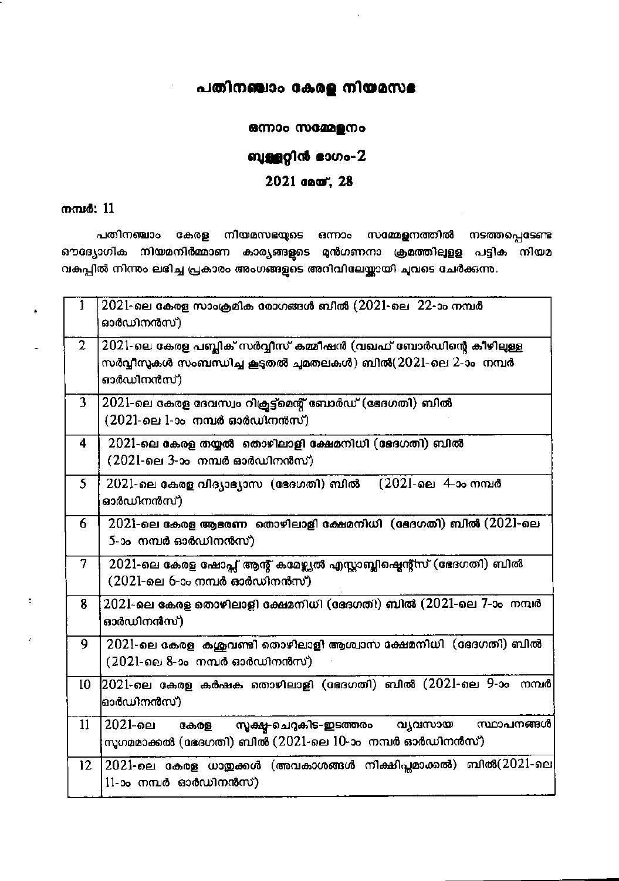# പതിനഞ്ചാം കേരള നിയമസഭ

## ഒന്നാം സമ്മേളനം

## ബുള്ളറ്റിൻ ഭാഗം-2

## 2021 മേയ്, 28

**നമ്പർ: 11**

പതിനഞ്ചാം കേരള നിയമസഭയുടെ ഒന്നാം സമ്മേളനത്തിൽ നടത്തപ്പെടേണ്ട ഔദ്യോഗിക നിയമനിർമ്മാണ കാര്യങ്ങളുടെ മുൻഗണനാ ക്രമത്തിലുള്ള പട്ടിക നിയമ വകുപ്പിൽ നിന്നും ലഭിച്ച പ്രകാരം അംഗങ്ങളുടെ അറിവിലേയ്ക്കായി ചുവടെ ചേർക്കുന്നു.

| | |
|---|---|
| 1 | 2021-ലെ കേരള സാംക്രമിക രോഗങ്ങൾ ബിൽ (2021-ലെ 22-ാം നമ്പർ ഓർഡിനൻസ്) |
| 2 | 2021-ലെ കേരള പബ്ലിക് സർവ്വീസ് കമ്മീഷൻ (വഖഫ് ബോർഡിന്റെ കീഴിലുള്ള സർവ്വീസുകൾ സംബന്ധിച്ച കൂടുതൽ ചുമതലകൾ) ബിൽ(2021-ലെ 2-ാം നമ്പർ ഓർഡിനൻസ്) |
| 3 | 2021-ലെ കേരള ദേവസ്വം റിക്രൂട്ട്മെന്റ് ബോർഡ് (ഭേദഗതി) ബിൽ (2021-ലെ 1-ാം നമ്പർ ഓർഡിനൻസ്) |
| 4 | 2021-ലെ കേരള തയ്യൽ തൊഴിലാളി ക്ഷേമനിധി (ഭേദഗതി) ബിൽ (2021-ലെ 3-ാം നമ്പർ ഓർഡിനൻസ്) |
| 5 | 2021-ലെ കേരള വിദ്യാഭ്യാസ (ഭേദഗതി) ബിൽ (2021-ലെ 4-ാം നമ്പർ ഓർഡിനൻസ്) |
| 6 | 2021-ലെ കേരള ആഭരണ തൊഴിലാളി ക്ഷേമനിധി (ഭേദഗതി) ബിൽ (2021-ലെ 5-ാം നമ്പർ ഓർഡിനൻസ്) |
| 7 | 2021-ലെ കേരള ഷോപ്പ്സ് ആന്റ് കമേഴ്സ്യൽ എസ്റ്റാബ്ലിഷ്മെന്റ്സ് (ഭേദഗതി) ബിൽ (2021-ലെ 6-ാം നമ്പർ ഓർഡിനൻസ്) |
| 8 | 2021-ലെ കേരള തൊഴിലാളി ക്ഷേമനിധി (ഭേദഗതി) ബിൽ (2021-ലെ 7-ാം നമ്പർ ഓർഡിനൻസ്) |
| 9 | 2021-ലെ കേരള കള്ളുവ്യവസായ തൊഴിലാളി ആശ്വാസ ക്ഷേമനിധി (ഭേദഗതി) ബിൽ (2021-ലെ 8-ാം നമ്പർ ഓർഡിനൻസ്) |
| 10 | 2021-ലെ കേരള കർഷക തൊഴിലാളി (ഭേദഗതി) ബിൽ (2021-ലെ 9-ാം നമ്പർ ഓർഡിനൻസ്) |
| 11 | 2021-ലെ കേരള സൂക്ഷ്മ-ചെറുകിട-ഇടത്തരം വ്യവസായ സ്ഥാപനങ്ങൾ സുഗമമാക്കൽ (ഭേദഗതി) ബിൽ (2021-ലെ 10-ാം നമ്പർ ഓർഡിനൻസ്) |
| 12 | 2021-ലെ കേരള ധാതുക്കൾ (അവകാശങ്ങൾ നിക്ഷിപ്തമാക്കൽ) ബിൽ(2021-ലെ 11-ാം നമ്പർ ഓർഡിനൻസ്) |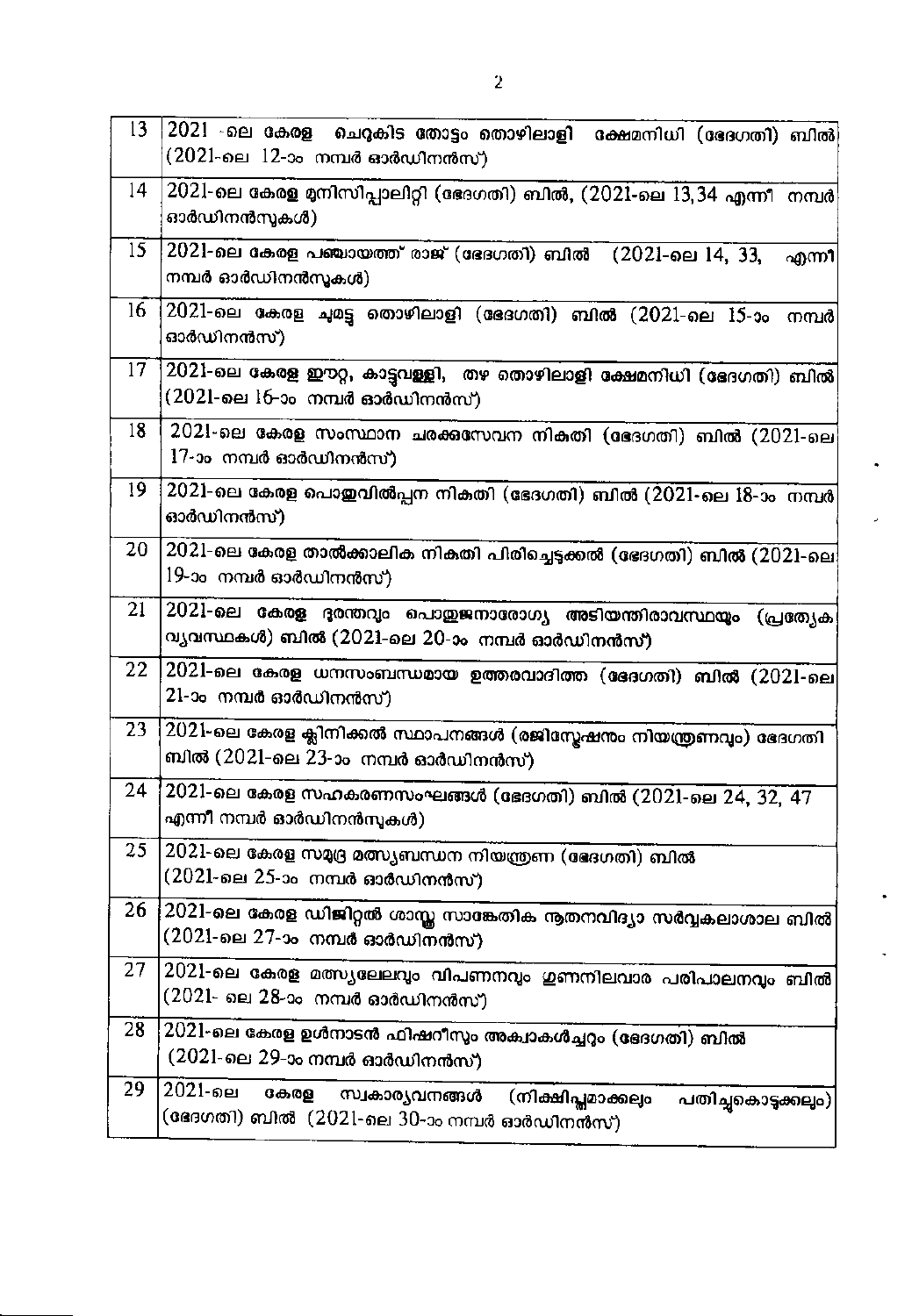| | |
|---|---|
| 13 | 2021 -ലെ കേരള ചെറുകിട തോട്ടം തൊഴിലാളി ക്ഷേമനിധി (ഭേദഗതി) ബിൽ (2021-ലെ 12-ാം നമ്പർ ഓർഡിനൻസ്) |
| 14 | 2021-ലെ കേരള മുനിസിപ്പാലിറ്റി (ഭേദഗതി) ബിൽ, (2021-ലെ 13,34 എന്നീ നമ്പർ ഓർഡിനൻസുകൾ) |
| 15 | 2021-ലെ കേരള പഞ്ചായത്ത് രാജ് (ഭേദഗതി) ബിൽ (2021-ലെ 14, 33, എന്നീ നമ്പർ ഓർഡിനൻസുകൾ) |
| 16 | 2021-ലെ കേരള ചുമട്ടു തൊഴിലാളി (ഭേദഗതി) ബിൽ (2021-ലെ 15-ാം നമ്പർ ഓർഡിനൻസ്) |
| 17 | 2021-ലെ കേരള ഈറ്റ, കാട്ടുവള്ളി, തഴ തൊഴിലാളി ക്ഷേമനിധി (ഭേദഗതി) ബിൽ (2021-ലെ 16-ാം നമ്പർ ഓർഡിനൻസ്) |
| 18 | 2021-ലെ കേരള സംസ്ഥാന ചരക്കുസേവന നികുതി (ഭേദഗതി) ബിൽ (2021-ലെ 17-ാം നമ്പർ ഓർഡിനൻസ്) |
| 19 | 2021-ലെ കേരള പൊതുവിൽപ്പന നികുതി (ഭേദഗതി) ബിൽ (2021-ലെ 18-ാം നമ്പർ ഓർഡിനൻസ്) |
| 20 | 2021-ലെ കേരള താൽക്കാലിക നികുതി പിരിച്ചെടുക്കൽ (ഭേദഗതി) ബിൽ (2021-ലെ 19-ാം നമ്പർ ഓർഡിനൻസ്) |
| 21 | 2021-ലെ കേരള ദുരന്തവും പൊതുജനാരോഗ്യ അടിയന്തിരാവസ്ഥയും (പ്രത്യേക വ്യവസ്ഥകൾ) ബിൽ (2021-ലെ 20-ാം നമ്പർ ഓർഡിനൻസ്) |
| 22 | 2021-ലെ കേരള ധനസംബന്ധമായ ഉത്തരവാദിത്ത (ഭേദഗതി) ബിൽ (2021-ലെ 21-ാം നമ്പർ ഓർഡിനൻസ്) |
| 23 | 2021-ലെ കേരള ക്ലിനിക്കൽ സ്ഥാപനങ്ങൾ (രജിസ്ട്രേഷനും നിയന്ത്രണവും) ഭേദഗതി ബിൽ (2021-ലെ 23-ാം നമ്പർ ഓർഡിനൻസ്) |
| 24 | 2021-ലെ കേരള സഹകരണസംഘങ്ങൾ (ഭേദഗതി) ബിൽ (2021-ലെ 24, 32, 47 എന്നീ നമ്പർ ഓർഡിനൻസുകൾ) |
| 25 | 2021-ലെ കേരള സമുദ്ര മത്സ്യബന്ധന നിയന്ത്രണ (ഭേദഗതി) ബിൽ (2021-ലെ 25-ാം നമ്പർ ഓർഡിനൻസ്) |
| 26 | 2021-ലെ കേരള ഡിജിറ്റൽ ശാസ്ത്ര സാങ്കേതിക നൂതനവിദ്യാ സർവ്വകലാശാല ബിൽ (2021-ലെ 27-ാം നമ്പർ ഓർഡിനൻസ്) |
| 27 | 2021-ലെ കേരള മത്സ്യലേലവും വിപണനവും ഗുണനിലവാര പരിപാലനവും ബിൽ (2021- ലെ 28-ാം നമ്പർ ഓർഡിനൻസ്) |
| 28 | 2021-ലെ കേരള ഉൾനാടൻ ഫിഷറീസും അക്വാകൾച്ചറും (ഭേദഗതി) ബിൽ (2021-ലെ 29-ാം നമ്പർ ഓർഡിനൻസ്) |
| 29 | 2021-ലെ കേരള സ്വകാര്യവനങ്ങൾ (നിക്ഷിപ്തമാക്കലും പതിച്ചുകൊടുക്കലും) (ഭേദഗതി) ബിൽ (2021-ലെ 30-ാം നമ്പർ ഓർഡിനൻസ്) |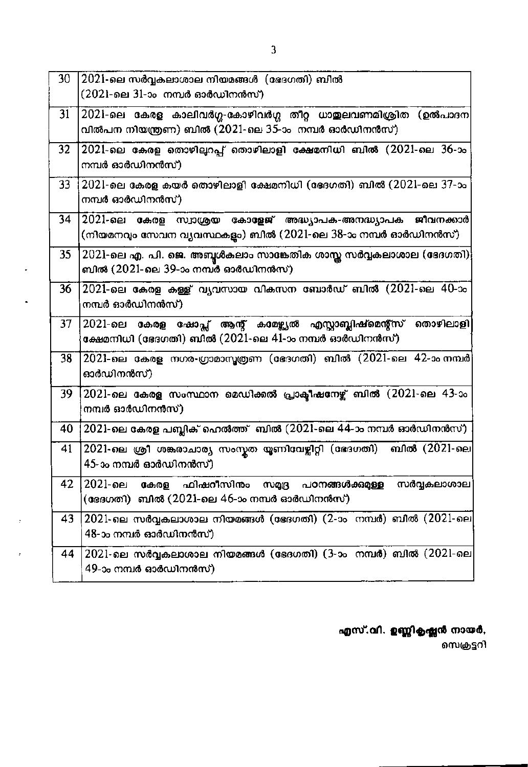| | |
|---|---|
| 30 | 2021-ലെ സർവ്വകലാശാല നിയമങ്ങൾ (ഭേദഗതി) ബിൽ (2021-ലെ 31-ാം നമ്പർ ഓർഡിനൻസ്) |
| 31 | 2021-ലെ കേരള കാലിവർഗ്ഗ-കോഴിവർഗ്ഗ തീറ്റ ധാതുലവണമിശ്രിത (ഉൽപാദന വിൽപന നിയന്ത്രണ) ബിൽ (2021-ലെ 35-ാം നമ്പർ ഓർഡിനൻസ്) |
| 32 | 2021-ലെ കേരള തൊഴിലുറപ്പ് തൊഴിലാളി ക്ഷേമനിധി ബിൽ (2021-ലെ 36-ാം നമ്പർ ഓർഡിനൻസ്) |
| 33 | 2021-ലെ കേരള കയർ തൊഴിലാളി ക്ഷേമനിധി (ഭേദഗതി) ബിൽ (2021-ലെ 37-ാം നമ്പർ ഓർഡിനൻസ്) |
| 34 | 2021-ലെ കേരള സ്വാശ്രയ കോളേജ് അദ്ധ്യാപക-അനദ്ധ്യാപക ജീവനക്കാർ (നിയമനവും സേവന വ്യവസ്ഥകളും) ബിൽ (2021-ലെ 38-ാം നമ്പർ ഓർഡിനൻസ്) |
| 35 | 2021-ലെ എ. പി. ജെ. അബ്ദുൾകലാം സാങ്കേതിക ശാസ്ത്ര സർവ്വകലാശാല (ഭേദഗതി) ബിൽ (2021-ലെ 39-ാം നമ്പർ ഓർഡിനൻസ്) |
| 36 | 2021-ലെ കേരള കള്ള് വ്യവസായ വികസന ബോർഡ് ബിൽ (2021-ലെ 40-ാം നമ്പർ ഓർഡിനൻസ്) |
| 37 | 2021-ലെ കേരള ഷോപ്പ്സ് ആന്റ് കമേഴ്സ്യൽ എസ്റ്റാബ്ലിഷ്മെന്റ്സ് തൊഴിലാളി ക്ഷേമനിധി (ഭേദഗതി) ബിൽ (2021-ലെ 41-ാം നമ്പർ ഓർഡിനൻസ്) |
| 38 | 2021-ലെ കേരള നഗര-ഗ്രാമാസൂത്രണ (ഭേദഗതി) ബിൽ (2021-ലെ 42-ാം നമ്പർ ഓർഡിനൻസ്) |
| 39 | 2021-ലെ കേരള സംസ്ഥാന മെഡിക്കൽ പ്രാക്ടീഷണേഴ്സ് ബിൽ (2021-ലെ 43-ാം നമ്പർ ഓർഡിനൻസ്) |
| 40 | 2021-ലെ കേരള പബ്ലിക് ഹെൽത്ത് ബിൽ (2021-ലെ 44-ാം നമ്പർ ഓർഡിനൻസ്) |
| 41 | 2021-ലെ ശ്രീ ശങ്കരാചാര്യ സംസ്കൃത യൂണിവേഴ്സിറ്റി (ഭേദഗതി) ബിൽ (2021-ലെ 45-ാം നമ്പർ ഓർഡിനൻസ്) |
| 42 | 2021-ലെ കേരള ഫിഷറീസിനും സമുദ്ര പഠനങ്ങൾക്കുമുള്ള സർവ്വകലാശാല (ഭേദഗതി) ബിൽ (2021-ലെ 46-ാം നമ്പർ ഓർഡിനൻസ്) |
| 43 | 2021-ലെ സർവ്വകലാശാല നിയമങ്ങൾ (ഭേദഗതി) (2-ാം നമ്പർ) ബിൽ (2021-ലെ 48-ാം നമ്പർ ഓർഡിനൻസ്) |
| 44 | 2021-ലെ സർവ്വകലാശാല നിയമങ്ങൾ (ഭേദഗതി) (3-ാം നമ്പർ) ബിൽ (2021-ലെ 49-ാം നമ്പർ ഓർഡിനൻസ്) |

**എസ്.വി. ഉണ്ണികൃഷ്ണൻ നായർ,**
സെക്രട്ടറി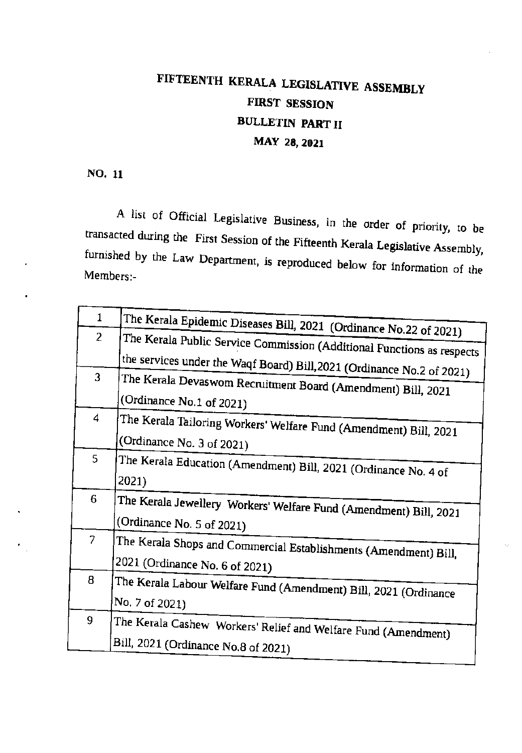# FIFTEENTH KERALA LEGISLATIVE ASSEMBLY

## FIRST SESSION

## BULLETIN PART II

## MAY 28, 2021

**NO. 11**

A list of Official Legislative Business, in the order of priority, to be transacted during the First Session of the Fifteenth Kerala Legislative Assembly, furnished by the Law Department, is reproduced below for information of the Members:-

| | |
|---|---|
| 1 | The Kerala Epidemic Diseases Bill, 2021 (Ordinance No.22 of 2021) |
| 2 | The Kerala Public Service Commission (Additional Functions as respects the services under the Waqf Board) Bill,2021 (Ordinance No.2 of 2021) |
| 3 | The Kerala Devaswom Recruitment Board (Amendment) Bill, 2021 (Ordinance No.1 of 2021) |
| 4 | The Kerala Tailoring Workers' Welfare Fund (Amendment) Bill, 2021 (Ordinance No. 3 of 2021) |
| 5 | The Kerala Education (Amendment) Bill, 2021 (Ordinance No. 4 of 2021) |
| 6 | The Kerala Jewellery Workers' Welfare Fund (Amendment) Bill, 2021 (Ordinance No. 5 of 2021) |
| 7 | The Kerala Shops and Commercial Establishments (Amendment) Bill, 2021 (Ordinance No. 6 of 2021) |
| 8 | The Kerala Labour Welfare Fund (Amendment) Bill, 2021 (Ordinance No. 7 of 2021) |
| 9 | The Kerala Cashew Workers' Relief and Welfare Fund (Amendment) Bill, 2021 (Ordinance No.8 of 2021) |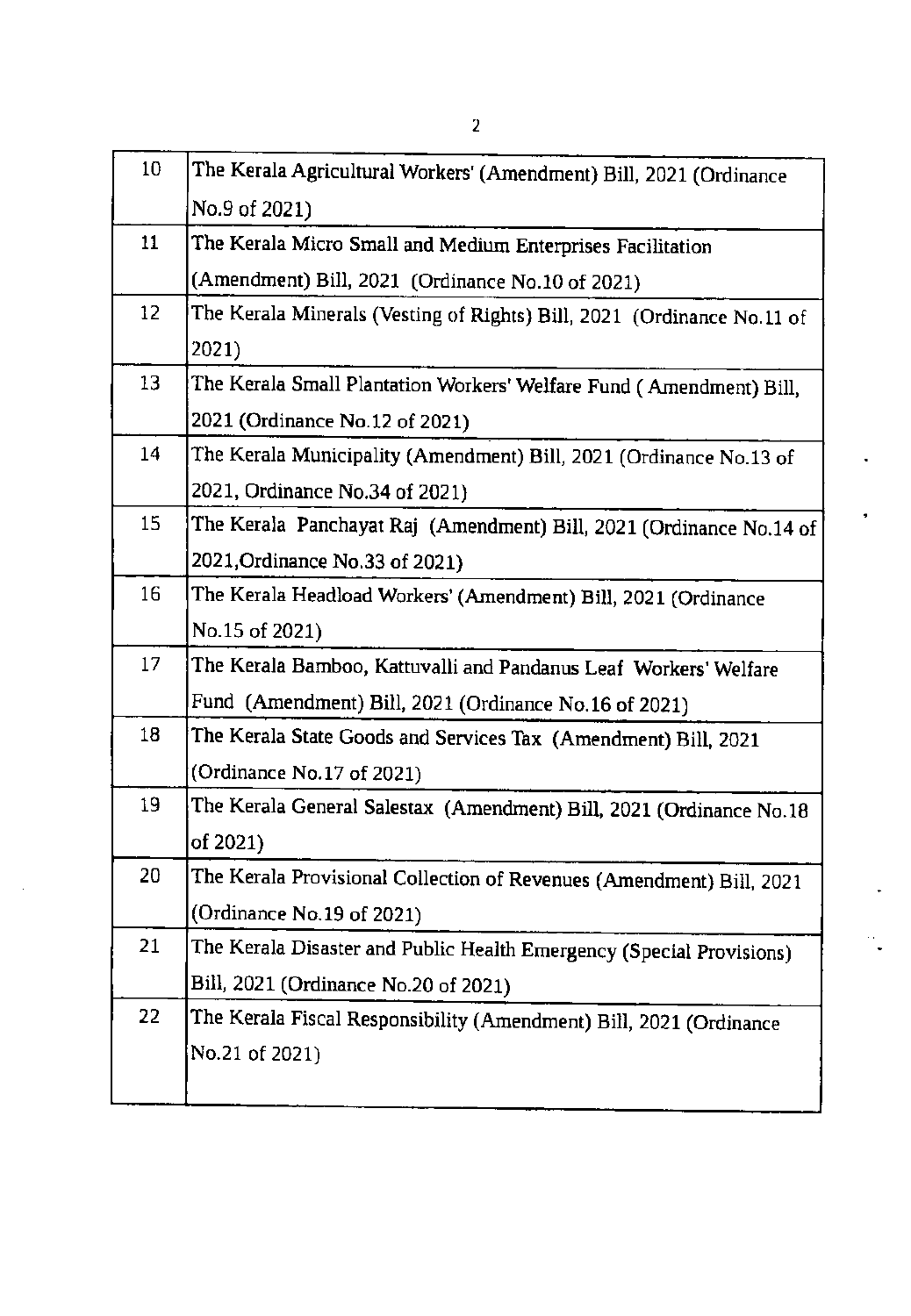| | |
|---|---|
| 10 | The Kerala Agricultural Workers' (Amendment) Bill, 2021 (Ordinance No.9 of 2021) |
| 11 | The Kerala Micro Small and Medium Enterprises Facilitation (Amendment) Bill, 2021 (Ordinance No.10 of 2021) |
| 12 | The Kerala Minerals (Vesting of Rights) Bill, 2021 (Ordinance No.11 of 2021) |
| 13 | The Kerala Small Plantation Workers' Welfare Fund ( Amendment) Bill, 2021 (Ordinance No.12 of 2021) |
| 14 | The Kerala Municipality (Amendment) Bill, 2021 (Ordinance No.13 of 2021, Ordinance No.34 of 2021) |
| 15 | The Kerala Panchayat Raj (Amendment) Bill, 2021 (Ordinance No.14 of 2021,Ordinance No.33 of 2021) |
| 16 | The Kerala Headload Workers' (Amendment) Bill, 2021 (Ordinance No.15 of 2021) |
| 17 | The Kerala Bamboo, Kattuvalli and Pandanus Leaf Workers' Welfare Fund (Amendment) Bill, 2021 (Ordinance No.16 of 2021) |
| 18 | The Kerala State Goods and Services Tax (Amendment) Bill, 2021 (Ordinance No.17 of 2021) |
| 19 | The Kerala General Salestax (Amendment) Bill, 2021 (Ordinance No.18 of 2021) |
| 20 | The Kerala Provisional Collection of Revenues (Amendment) Bill, 2021 (Ordinance No.19 of 2021) |
| 21 | The Kerala Disaster and Public Health Emergency (Special Provisions) Bill, 2021 (Ordinance No.20 of 2021) |
| 22 | The Kerala Fiscal Responsibility (Amendment) Bill, 2021 (Ordinance No.21 of 2021) |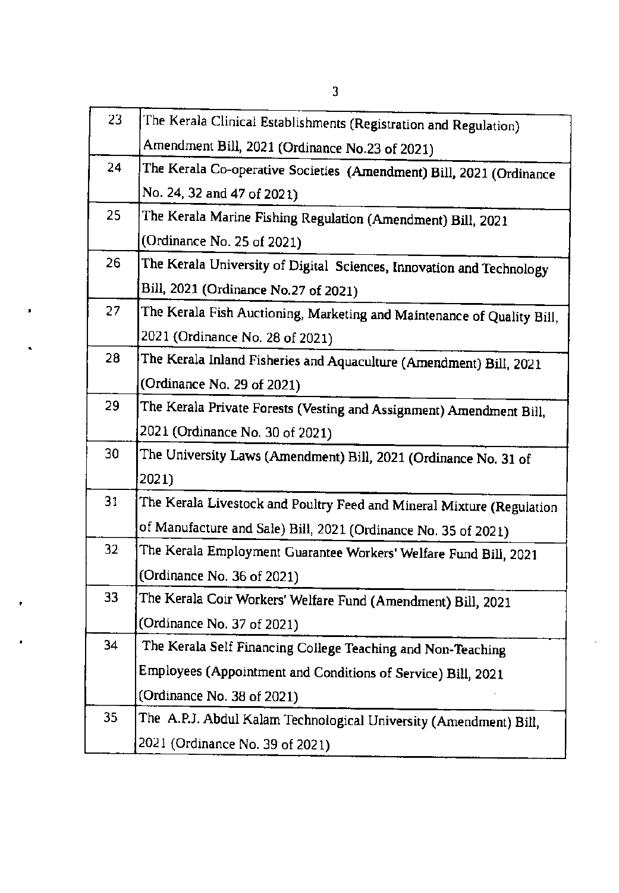| 23 | The Kerala Clinical Establishments (Registration and Regulation) Amendment Bill, 2021 (Ordinance No.23 of 2021) |
|---|---|
| 24 | The Kerala Co-operative Societies (Amendment) Bill, 2021 (Ordinance No. 24, 32 and 47 of 2021) |
| 25 | The Kerala Marine Fishing Regulation (Amendment) Bill, 2021 (Ordinance No. 25 of 2021) |
| 26 | The Kerala University of Digital Sciences, Innovation and Technology Bill, 2021 (Ordinance No.27 of 2021) |
| 27 | The Kerala Fish Auctioning, Marketing and Maintenance of Quality Bill, 2021 (Ordinance No. 28 of 2021) |
| 28 | The Kerala Inland Fisheries and Aquaculture (Amendment) Bill, 2021 (Ordinance No. 29 of 2021) |
| 29 | The Kerala Private Forests (Vesting and Assignment) Amendment Bill, 2021 (Ordinance No. 30 of 2021) |
| 30 | The University Laws (Amendment) Bill, 2021 (Ordinance No. 31 of 2021) |
| 31 | The Kerala Livestock and Poultry Feed and Mineral Mixture (Regulation of Manufacture and Sale) Bill, 2021 (Ordinance No. 35 of 2021) |
| 32 | The Kerala Employment Guarantee Workers' Welfare Fund Bill, 2021 (Ordinance No. 36 of 2021) |
| 33 | The Kerala Coir Workers' Welfare Fund (Amendment) Bill, 2021 (Ordinance No. 37 of 2021) |
| 34 | The Kerala Self Financing College Teaching and Non-Teaching Employees (Appointment and Conditions of Service) Bill, 2021 (Ordinance No. 38 of 2021) |
| 35 | The A.P.J. Abdul Kalam Technological University (Amendment) Bill, 2021 (Ordinance No. 39 of 2021) |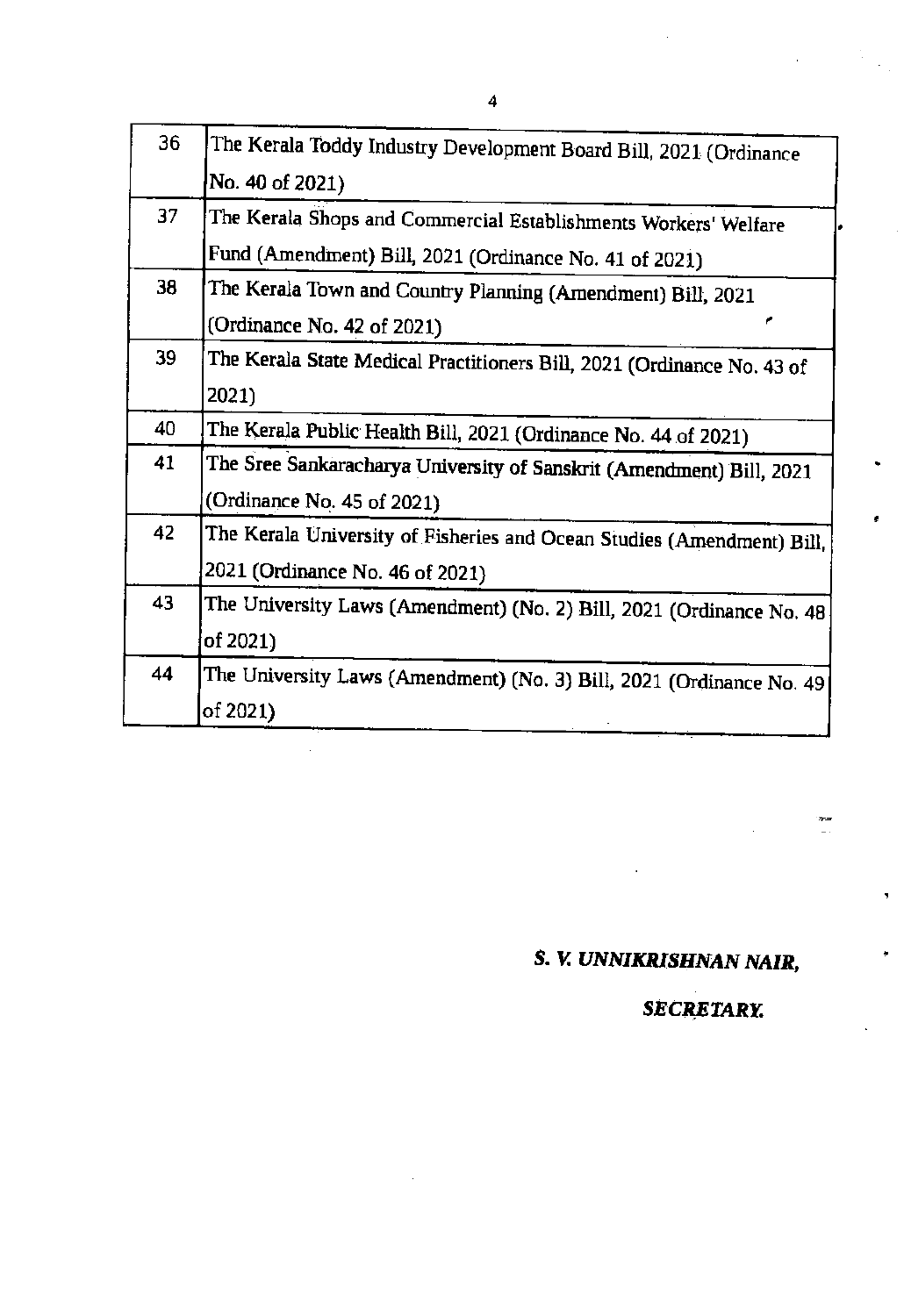| | |
|---|---|
| 36 | The Kerala Toddy Industry Development Board Bill, 2021 (Ordinance No. 40 of 2021) |
| 37 | The Kerala Shops and Commercial Establishments Workers' Welfare Fund (Amendment) Bill, 2021 (Ordinance No. 41 of 2021) |
| 38 | The Kerala Town and Country Planning (Amendment) Bill, 2021 (Ordinance No. 42 of 2021) |
| 39 | The Kerala State Medical Practitioners Bill, 2021 (Ordinance No. 43 of 2021) |
| 40 | The Kerala Public Health Bill, 2021 (Ordinance No. 44 of 2021) |
| 41 | The Sree Sankaracharya University of Sanskrit (Amendment) Bill, 2021 (Ordinance No. 45 of 2021) |
| 42 | The Kerala University of Fisheries and Ocean Studies (Amendment) Bill, 2021 (Ordinance No. 46 of 2021) |
| 43 | The University Laws (Amendment) (No. 2) Bill, 2021 (Ordinance No. 48 of 2021) |
| 44 | The University Laws (Amendment) (No. 3) Bill, 2021 (Ordinance No. 49 of 2021) |

***S. V. UNNIKRISHNAN NAIR,***

***SECRETARY.***